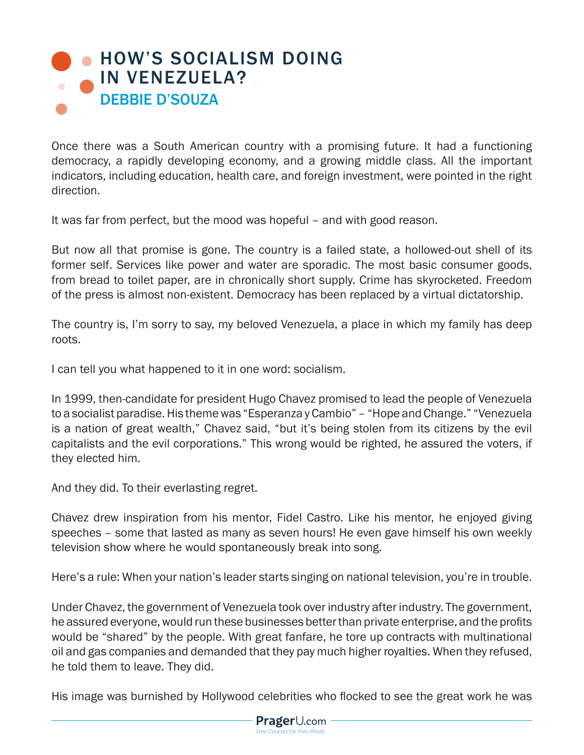# HOW'S SOCIALISM DOING IN VENEZUELA?

## DEBBIE D'SOUZA

Once there was a South American country with a promising future. It had a functioning democracy, a rapidly developing economy, and a growing middle class. All the important indicators, including education, health care, and foreign investment, were pointed in the right direction.

It was far from perfect, but the mood was hopeful – and with good reason.

But now all that promise is gone. The country is a failed state, a hollowed-out shell of its former self. Services like power and water are sporadic. The most basic consumer goods, from bread to toilet paper, are in chronically short supply. Crime has skyrocketed. Freedom of the press is almost non-existent. Democracy has been replaced by a virtual dictatorship.

The country is, I'm sorry to say, my beloved Venezuela, a place in which my family has deep roots.

I can tell you what happened to it in one word: socialism.

In 1999, then-candidate for president Hugo Chavez promised to lead the people of Venezuela to a socialist paradise. His theme was "Esperanza y Cambio" – "Hope and Change." "Venezuela is a nation of great wealth," Chavez said, "but it's being stolen from its citizens by the evil capitalists and the evil corporations." This wrong would be righted, he assured the voters, if they elected him.

And they did. To their everlasting regret.

Chavez drew inspiration from his mentor, Fidel Castro. Like his mentor, he enjoyed giving speeches – some that lasted as many as seven hours! He even gave himself his own weekly television show where he would spontaneously break into song.

Here's a rule: When your nation's leader starts singing on national television, you're in trouble.

Under Chavez, the government of Venezuela took over industry after industry. The government, he assured everyone, would run these businesses better than private enterprise, and the profits would be "shared" by the people. With great fanfare, he tore up contracts with multinational oil and gas companies and demanded that they pay much higher royalties. When they refused, he told them to leave. They did.

His image was burnished by Hollywood celebrities who flocked to see the great work he was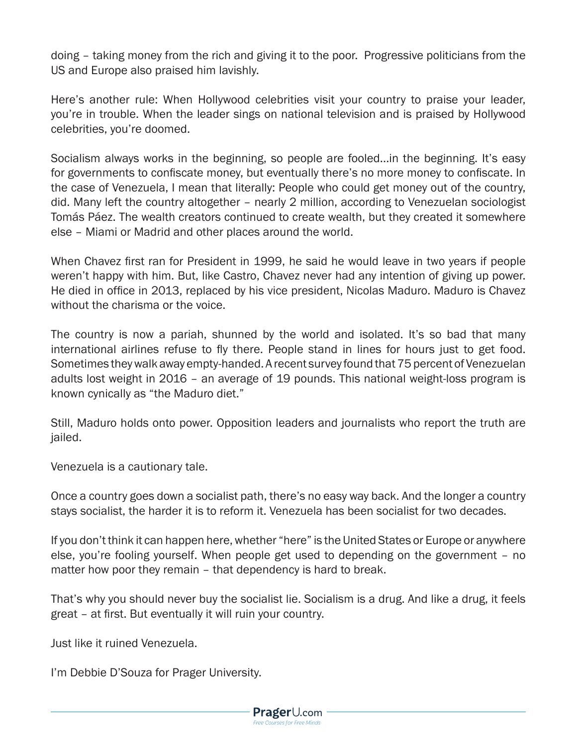doing – taking money from the rich and giving it to the poor. Progressive politicians from the US and Europe also praised him lavishly.

Here's another rule: When Hollywood celebrities visit your country to praise your leader, you're in trouble. When the leader sings on national television and is praised by Hollywood celebrities, you're doomed.

Socialism always works in the beginning, so people are fooled…in the beginning. It's easy for governments to confiscate money, but eventually there's no more money to confiscate. In the case of Venezuela, I mean that literally: People who could get money out of the country, did. Many left the country altogether – nearly 2 million, according to Venezuelan sociologist Tomás Páez. The wealth creators continued to create wealth, but they created it somewhere else – Miami or Madrid and other places around the world.

When Chavez first ran for President in 1999, he said he would leave in two years if people weren't happy with him. But, like Castro, Chavez never had any intention of giving up power. He died in office in 2013, replaced by his vice president, Nicolas Maduro. Maduro is Chavez without the charisma or the voice.

The country is now a pariah, shunned by the world and isolated. It's so bad that many international airlines refuse to fly there. People stand in lines for hours just to get food. Sometimes they walk away empty-handed. A recent survey found that 75 percent of Venezuelan adults lost weight in 2016 – an average of 19 pounds. This national weight-loss program is known cynically as "the Maduro diet."

Still, Maduro holds onto power. Opposition leaders and journalists who report the truth are jailed.

Venezuela is a cautionary tale.

Once a country goes down a socialist path, there's no easy way back. And the longer a country stays socialist, the harder it is to reform it. Venezuela has been socialist for two decades.

If you don't think it can happen here, whether "here" is the United States or Europe or anywhere else, you're fooling yourself. When people get used to depending on the government – no matter how poor they remain – that dependency is hard to break.

That's why you should never buy the socialist lie. Socialism is a drug. And like a drug, it feels great – at first. But eventually it will ruin your country.

Just like it ruined Venezuela.

I'm Debbie D'Souza for Prager University.